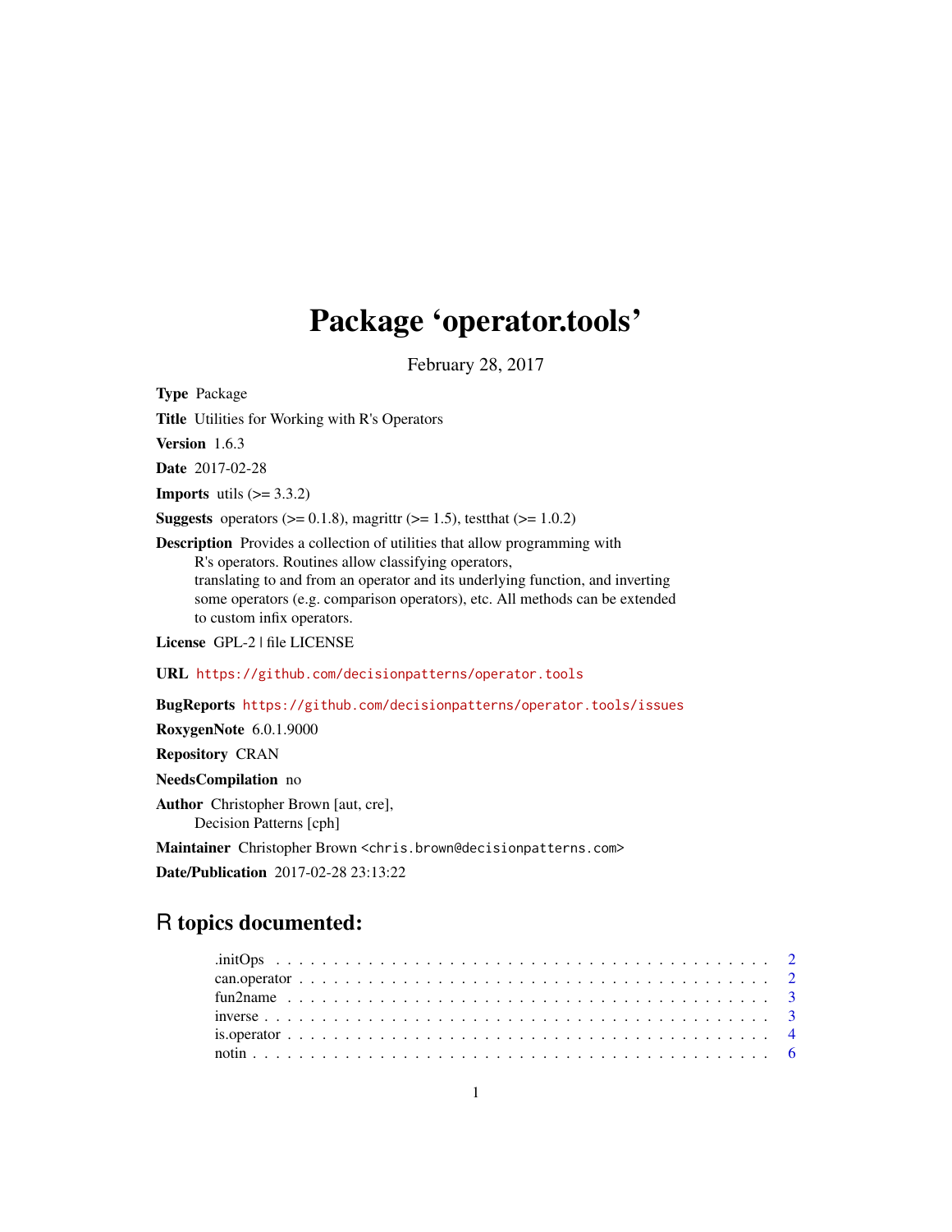# Package 'operator.tools'

February 28, 2017

**Type** Package

**Title** Utilities for Working with R's Operators

**Version** 1.6.3

**Date** 2017-02-28

**Imports** utils (>= 3.3.2)

**Suggests** operators (>= 0.1.8), magrittr (>= 1.5), testthat (>= 1.0.2)

**Description** Provides a collection of utilities that allow programming with R's operators. Routines allow classifying operators, translating to and from an operator and its underlying function, and inverting some operators (e.g. comparison operators), etc. All methods can be extended to custom infix operators.

**License** GPL-2 | file LICENSE

**URL** https://github.com/decisionpatterns/operator.tools

**BugReports** https://github.com/decisionpatterns/operator.tools/issues

**RoxygenNote** 6.0.1.9000

**Repository** CRAN

**NeedsCompilation** no

**Author** Christopher Brown [aut, cre], Decision Patterns [cph]

**Maintainer** Christopher Brown <chris.brown@decisionpatterns.com>

**Date/Publication** 2017-02-28 23:13:22

## R topics documented:

- .initOps . . . . . . . . . . . . . . . . . . . . . . . . . . . . . . . . . . . . . . . . . 2
- can.operator . . . . . . . . . . . . . . . . . . . . . . . . . . . . . . . . . . . . . . . 2
- fun2name . . . . . . . . . . . . . . . . . . . . . . . . . . . . . . . . . . . . . . . . 3
- inverse . . . . . . . . . . . . . . . . . . . . . . . . . . . . . . . . . . . . . . . . . . 3
- is.operator . . . . . . . . . . . . . . . . . . . . . . . . . . . . . . . . . . . . . . . . 4
- notin . . . . . . . . . . . . . . . . . . . . . . . . . . . . . . . . . . . . . . . . . . . 6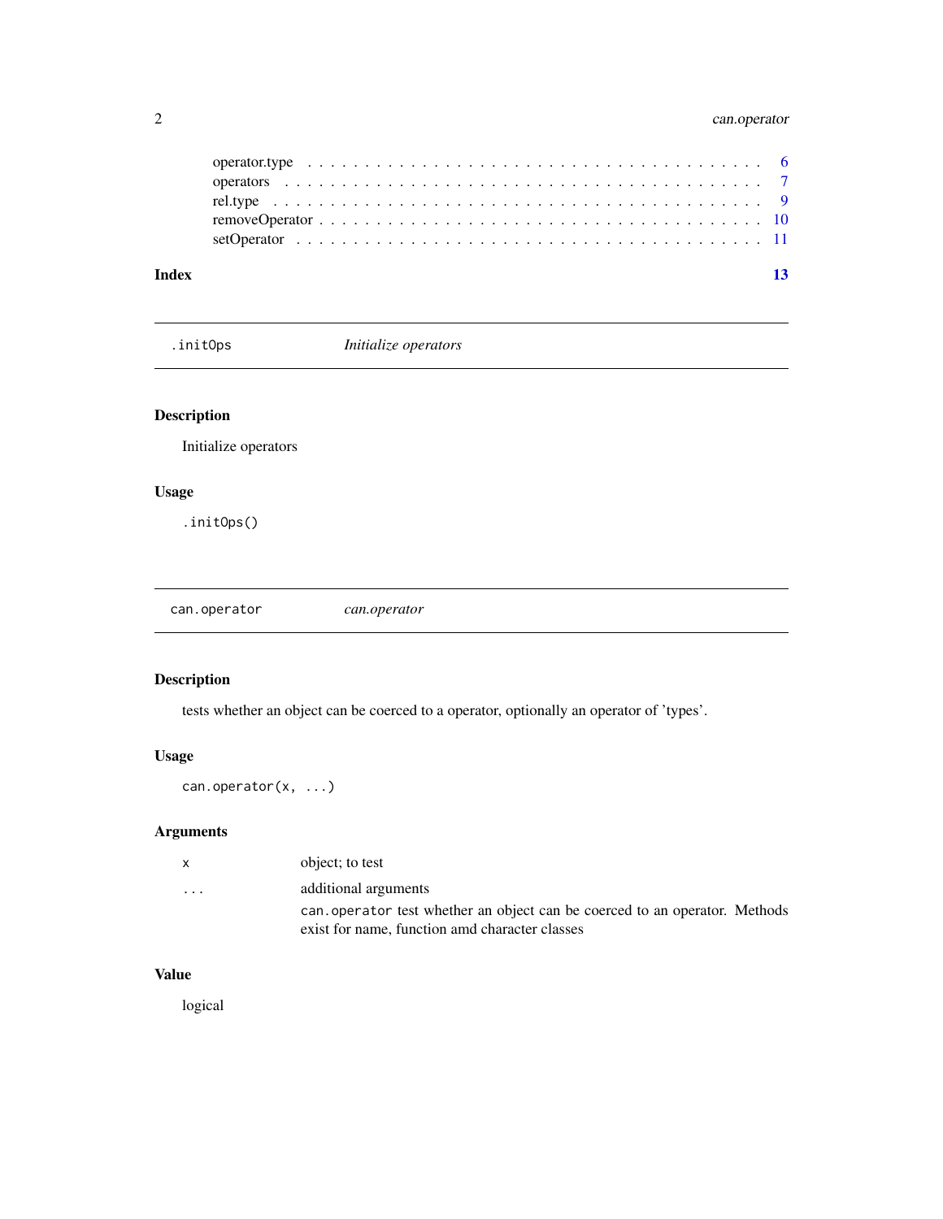operator.type . . . . . . . . . . . . . . . . . . . . . . . . . . . . . . . . . . . 6
operators . . . . . . . . . . . . . . . . . . . . . . . . . . . . . . . . . . . . . 7
rel.type . . . . . . . . . . . . . . . . . . . . . . . . . . . . . . . . . . . . . 9
removeOperator . . . . . . . . . . . . . . . . . . . . . . . . . . . . . . . . . . 10
setOperator . . . . . . . . . . . . . . . . . . . . . . . . . . . . . . . . . . . 11

**Index** **13**

---

## .initOps — *Initialize operators*

### Description

Initialize operators

### Usage

```
.initOps()
```

---

## can.operator — *can.operator*

### Description

tests whether an object can be coerced to a operator, optionally an operator of 'types'.

### Usage

```
can.operator(x, ...)
```

### Arguments

| | |
|---|---|
| x | object; to test |
| ... | additional arguments<br>`can.operator` test whether an object can be coerced to an operator. Methods exist for name, function amd character classes |

### Value

logical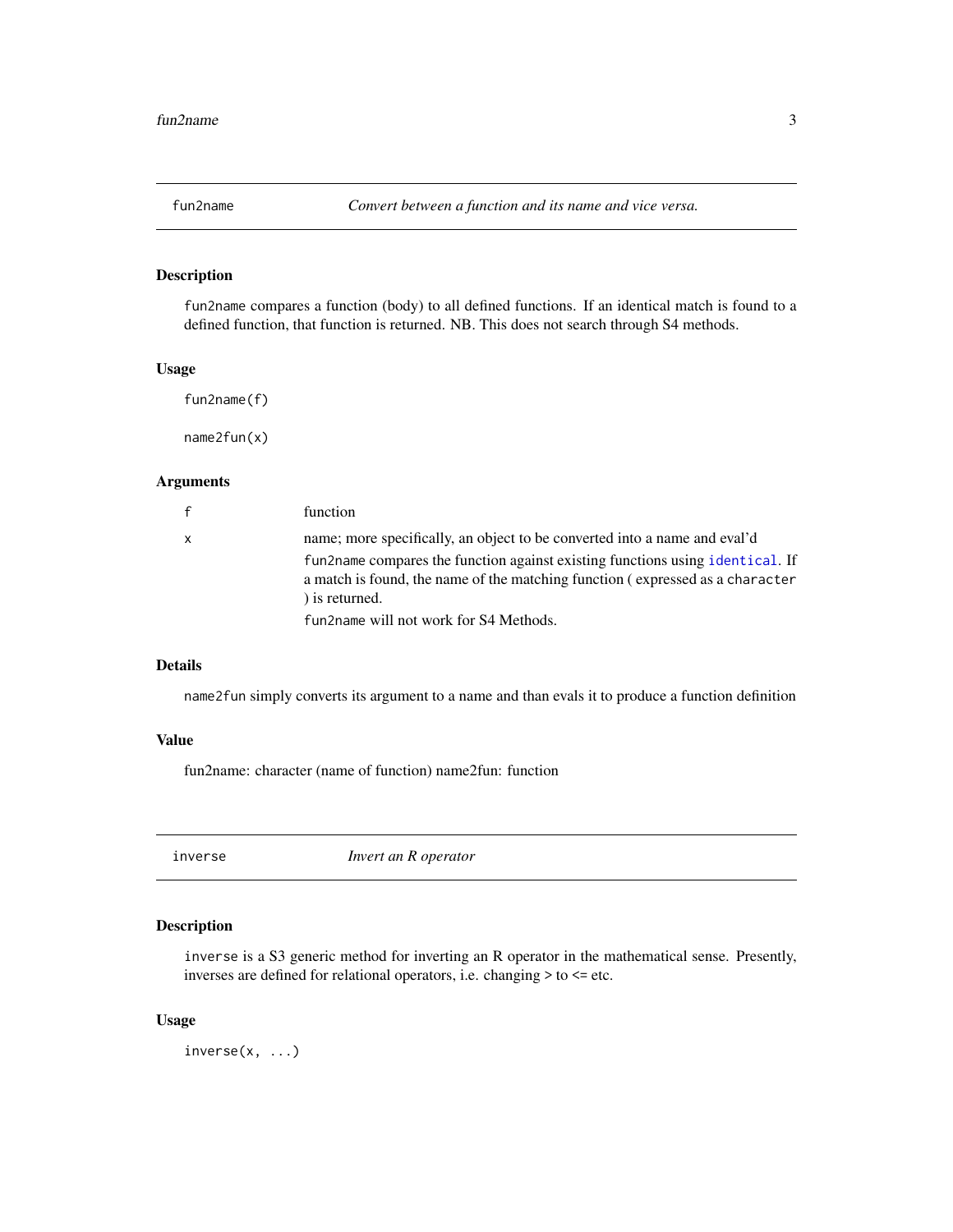## fun2name — *Convert between a function and its name and vice versa.*

### Description

`fun2name` compares a function (body) to all defined functions. If an identical match is found to a defined function, that function is returned. NB. This does not search through S4 methods.

### Usage

```
fun2name(f)

name2fun(x)
```

### Arguments

| | |
|---|---|
| f | function |
| x | name; more specifically, an object to be converted into a name and eval'd<br><br>`fun2name` compares the function against existing functions using `identical`. If a match is found, the name of the matching function ( expressed as a `character` ) is returned.<br><br>`fun2name` will not work for S4 Methods. |

### Details

`name2fun` simply converts its argument to a name and than evals it to produce a function definition

### Value

fun2name: character (name of function) name2fun: function

## inverse — *Invert an R operator*

### Description

`inverse` is a S3 generic method for inverting an R operator in the mathematical sense. Presently, inverses are defined for relational operators, i.e. changing > to <= etc.

### Usage

```
inverse(x, ...)
```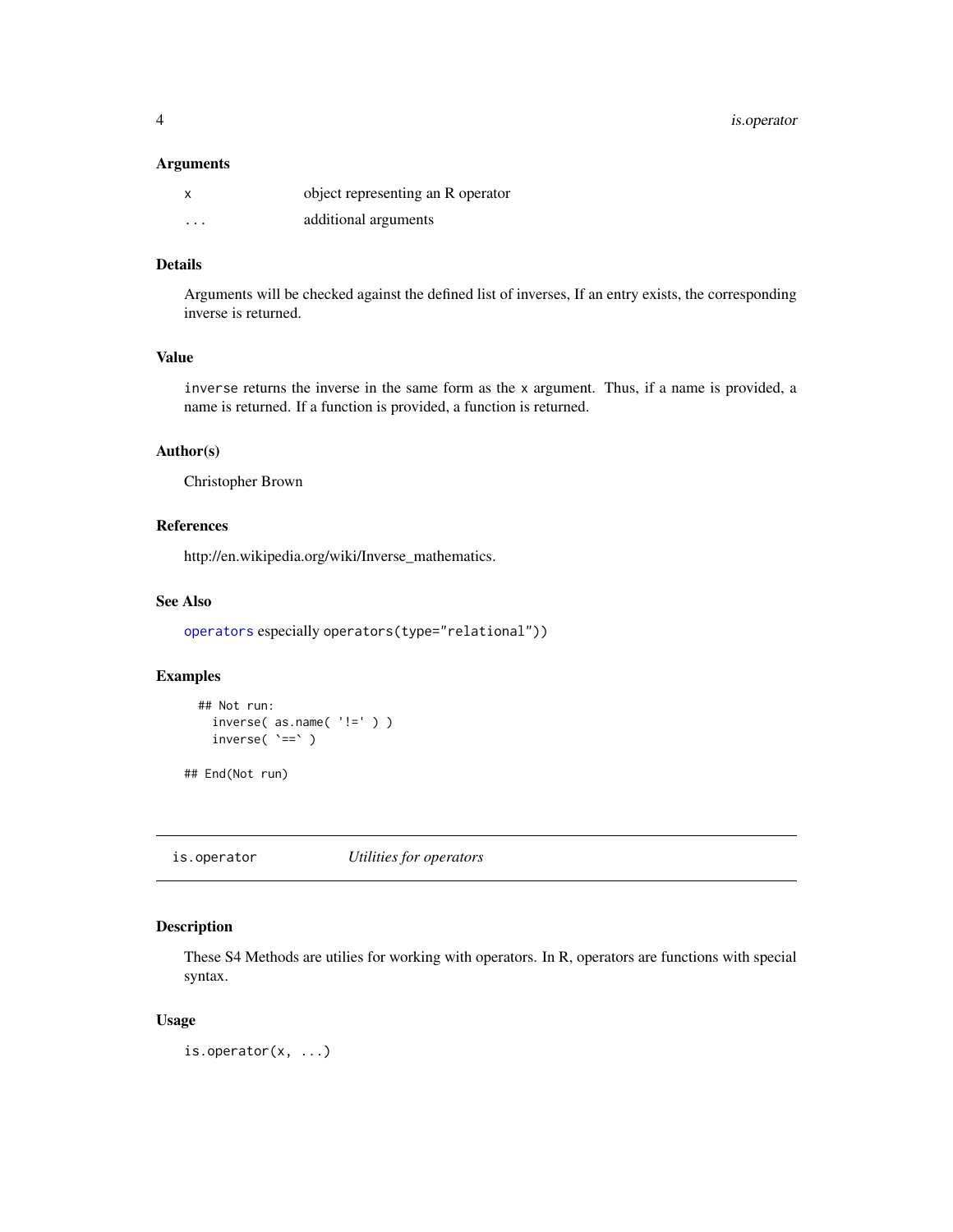### Arguments

| | |
|---|---|
| `x` | object representing an R operator |
| `...` | additional arguments |

### Details

Arguments will be checked against the defined list of inverses, If an entry exists, the corresponding inverse is returned.

### Value

`inverse` returns the inverse in the same form as the `x` argument. Thus, if a name is provided, a name is returned. If a function is provided, a function is returned.

### Author(s)

Christopher Brown

### References

http://en.wikipedia.org/wiki/Inverse_mathematics.

### See Also

`operators` especially `operators(type="relational")`)

### Examples

```
  ## Not run:
    inverse( as.name( '!=' ) )
    inverse( `==` )

## End(Not run)
```

---

## `is.operator` *Utilities for operators*

---

### Description

These S4 Methods are utilies for working with operators. In R, operators are functions with special syntax.

### Usage

```
is.operator(x, ...)
```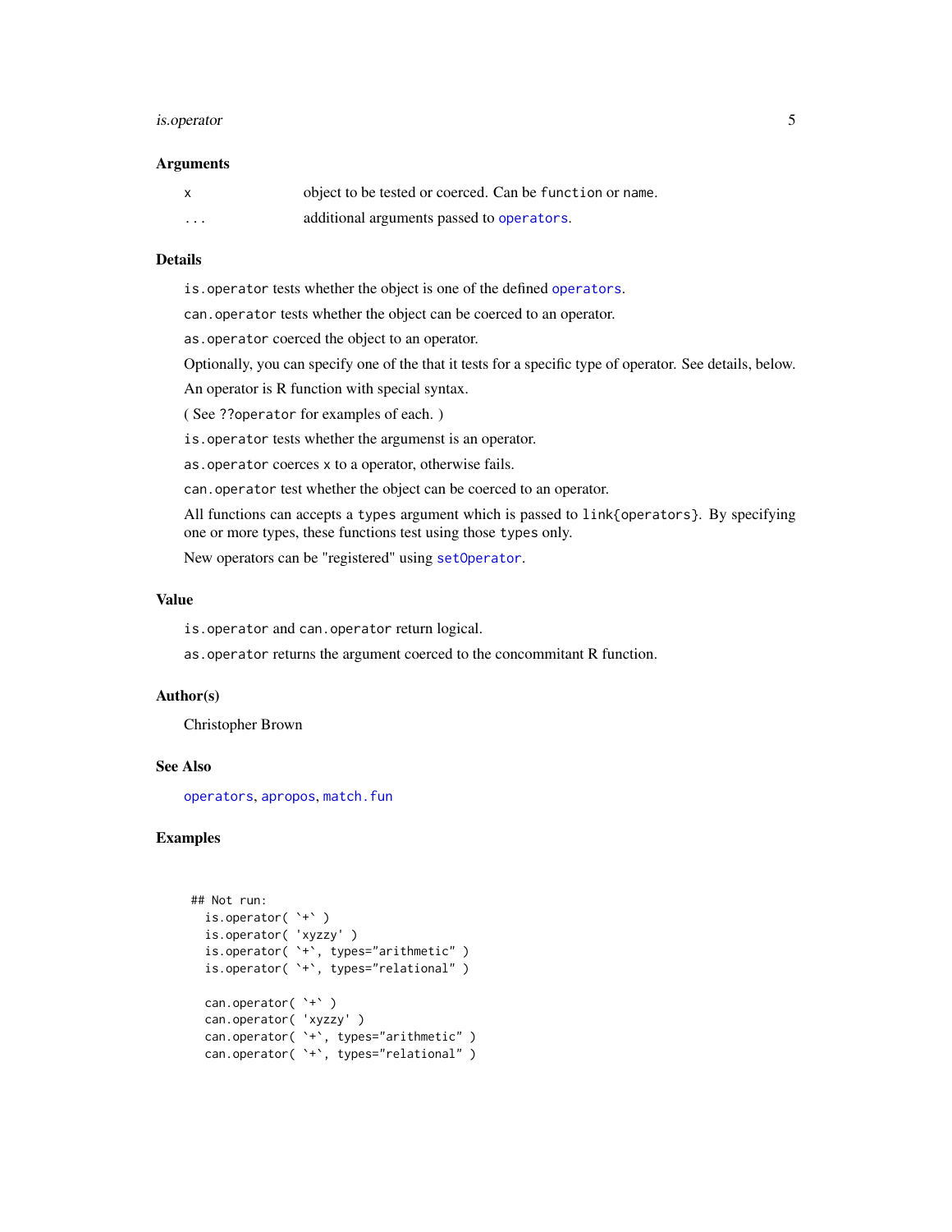### Arguments

| | |
|---|---|
| `x` | object to be tested or coerced. Can be `function` or `name`. |
| `...` | additional arguments passed to `operators`. |

### Details

`is.operator` tests whether the object is one of the defined `operators`.

`can.operator` tests whether the object can be coerced to an operator.

`as.operator` coerced the object to an operator.

Optionally, you can specify one of the that it tests for a specific type of operator. See details, below.

An operator is R function with special syntax.

( See `??operator` for examples of each. )

`is.operator` tests whether the argumenst is an operator.

`as.operator` coerces `x` to a operator, otherwise fails.

`can.operator` test whether the object can be coerced to an operator.

All functions can accepts a `types` argument which is passed to `link{operators}`. By specifying one or more types, these functions test using those `types` only.

New operators can be "registered" using `setOperator`.

### Value

`is.operator` and `can.operator` return logical.

`as.operator` returns the argument coerced to the concommitant R function.

### Author(s)

Christopher Brown

### See Also

`operators`, `apropos`, `match.fun`

### Examples

```
## Not run:
  is.operator( `+` )
  is.operator( 'xyzzy' )
  is.operator( `+`, types="arithmetic" )
  is.operator( `+`, types="relational" )

  can.operator( `+` )
  can.operator( 'xyzzy' )
  can.operator( `+`, types="arithmetic" )
  can.operator( `+`, types="relational" )
```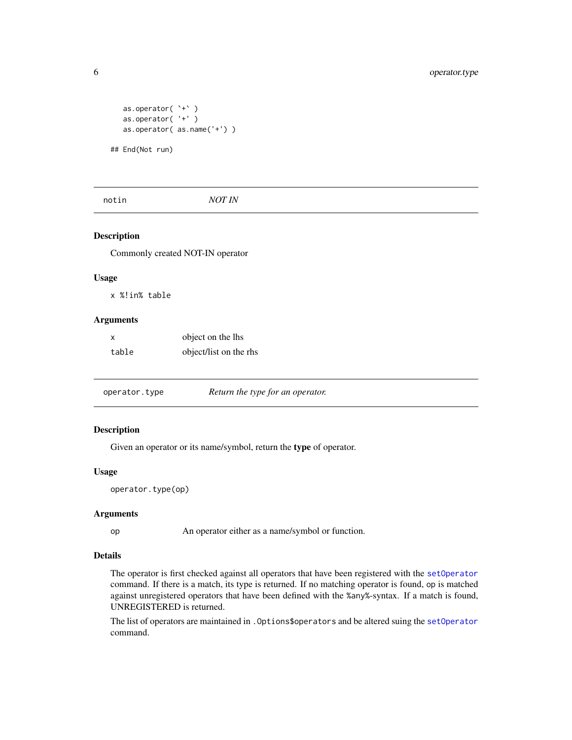```
    as.operator( `+` )
    as.operator( '+' )
    as.operator( as.name('+') )

## End(Not run)
```

## notin — *NOT IN*

### Description

Commonly created NOT-IN operator

### Usage

```
x %!in% table
```

### Arguments

| | |
|---|---|
| x | object on the lhs |
| table | object/list on the rhs |

## operator.type — *Return the type for an operator.*

### Description

Given an operator or its name/symbol, return the **type** of operator.

### Usage

```
operator.type(op)
```

### Arguments

| | |
|---|---|
| op | An operator either as a name/symbol or function. |

### Details

The operator is first checked against all operators that have been registered with the `setOperator` command. If there is a match, its type is returned. If no matching operator is found, `op` is matched against unregistered operators that have been defined with the `%any%`-syntax. If a match is found, UNREGISTERED is returned.

The list of operators are maintained in `.Options$operators` and be altered suing the `setOperator` command.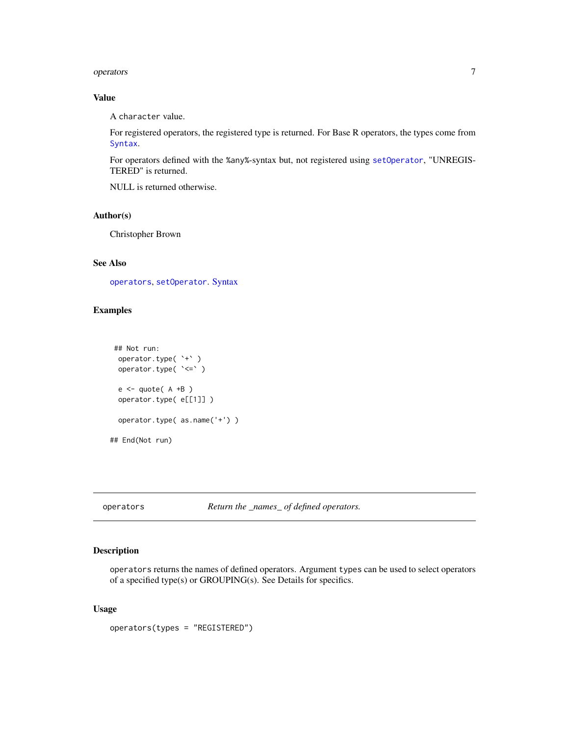### Value

A `character` value.

For registered operators, the registered type is returned. For Base R operators, the types come from `Syntax`.

For operators defined with the `%any%`-syntax but, not registered using `setOperator`, "UNREGISTERED" is returned.

NULL is returned otherwise.

### Author(s)

Christopher Brown

### See Also

`operators`, `setOperator`. Syntax

### Examples

```
 ## Not run:
  operator.type( `+` )
  operator.type( `<=` )

  e <- quote( A +B )
  operator.type( e[[1]] )

  operator.type( as.name('+') )

## End(Not run)
```

---

## operators &nbsp;&nbsp;&nbsp;&nbsp; *Return the _names_ of defined operators.*

---

### Description

`operators` returns the names of defined operators. Argument `types` can be used to select operators of a specified type(s) or GROUPING(s). See Details for specifics.

### Usage

```
operators(types = "REGISTERED")
```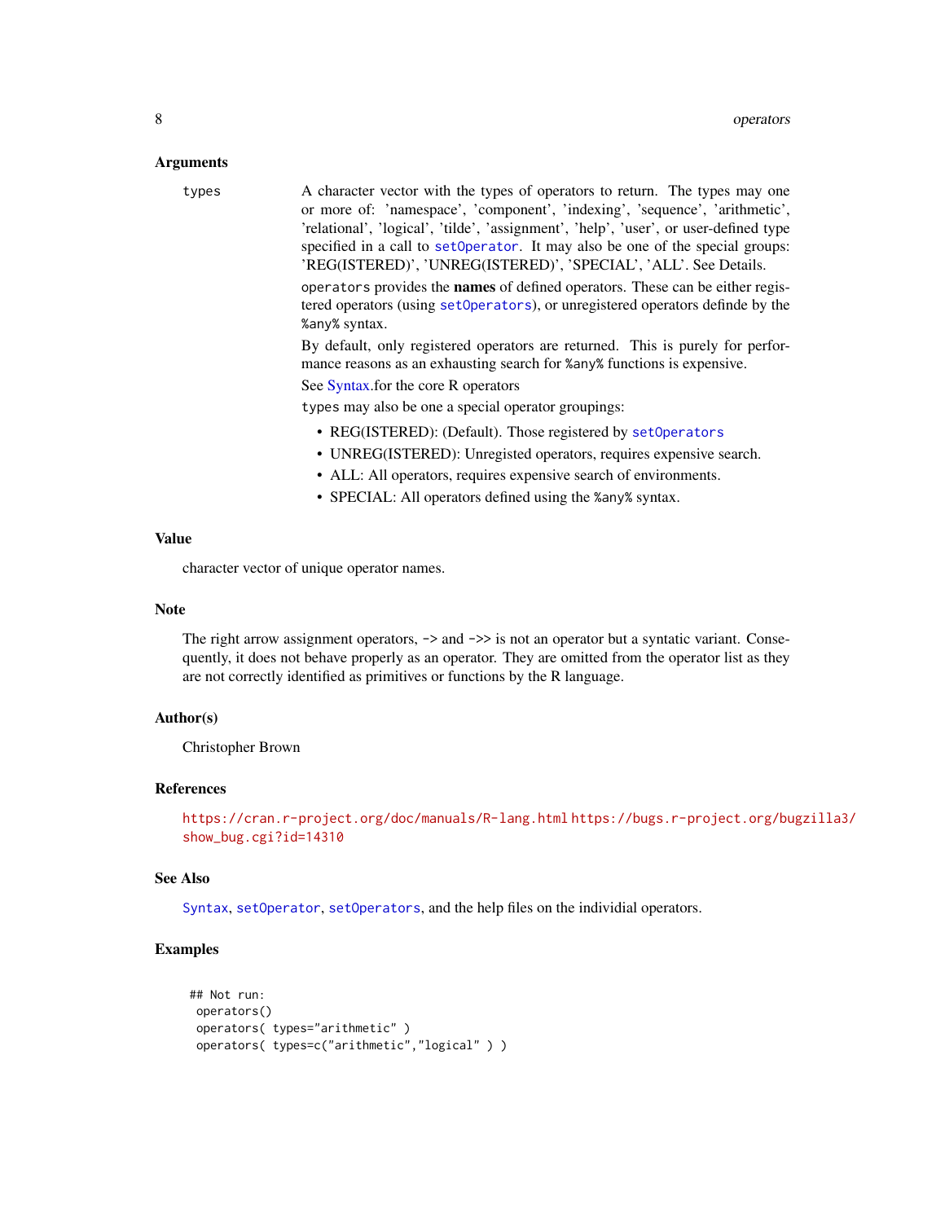### Arguments

`types` A character vector with the types of operators to return. The types may one or more of: 'namespace', 'component', 'indexing', 'sequence', 'arithmetic', 'relational', 'logical', 'tilde', 'assignment', 'help', 'user', or user-defined type specified in a call to `setOperator`. It may also be one of the special groups: 'REG(ISTERED)', 'UNREG(ISTERED)', 'SPECIAL', 'ALL'. See Details.

`operators` provides the **names** of defined operators. These can be either registered operators (using `setOperators`), or unregistered operators definde by the `%any%` syntax.

By default, only registered operators are returned. This is purely for performance reasons as an exhausting search for `%any%` functions is expensive.

See Syntax.for the core R operators

`types` may also be one a special operator groupings:

- REG(ISTERED): (Default). Those registered by `setOperators`
- UNREG(ISTERED): Unregisted operators, requires expensive search.
- ALL: All operators, requires expensive search of environments.
- SPECIAL: All operators defined using the `%any%` syntax.

### Value

character vector of unique operator names.

### Note

The right arrow assignment operators, `->` and `->>` is not an operator but a syntatic variant. Consequently, it does not behave properly as an operator. They are omitted from the operator list as they are not correctly identified as primitives or functions by the R language.

### Author(s)

Christopher Brown

### References

https://cran.r-project.org/doc/manuals/R-lang.html https://bugs.r-project.org/bugzilla3/show_bug.cgi?id=14310

### See Also

`Syntax`, `setOperator`, `setOperators`, and the help files on the individial operators.

### Examples

```
## Not run:
 operators()
 operators( types="arithmetic" )
 operators( types=c("arithmetic","logical" ) )
```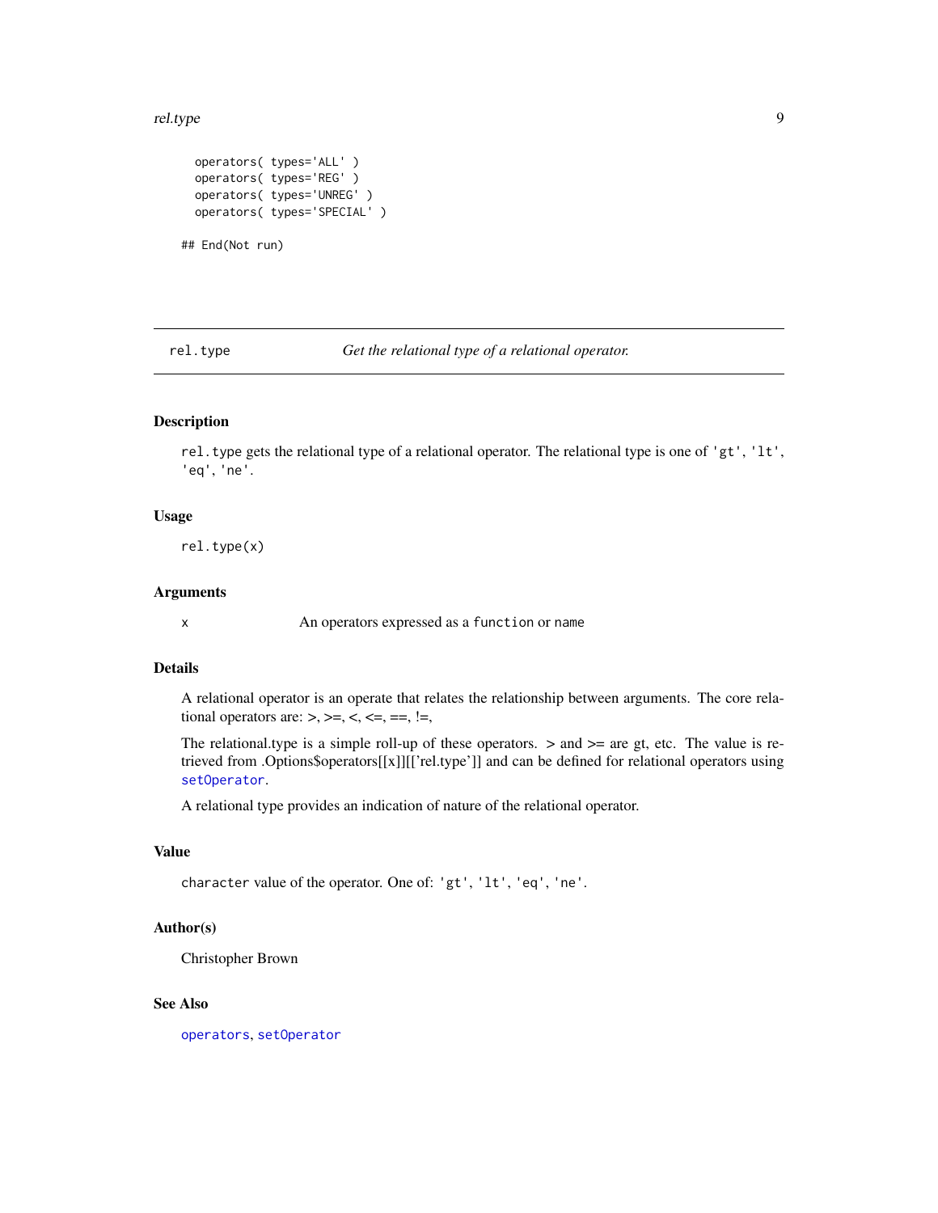```
operators( types='ALL' )
operators( types='REG' )
operators( types='UNREG' )
operators( types='SPECIAL' )

## End(Not run)
```

## rel.type — *Get the relational type of a relational operator.*

### Description

`rel.type` gets the relational type of a relational operator. The relational type is one of `'gt'`, `'lt'`, `'eq'`, `'ne'`.

### Usage

```
rel.type(x)
```

### Arguments

| | |
|---|---|
| `x` | An operators expressed as a `function` or `name` |

### Details

A relational operator is an operate that relates the relationship between arguments. The core relational operators are: >, >=, <, <=, ==, !=,

The relational.type is a simple roll-up of these operators. > and >= are gt, etc. The value is retrieved from .Options$operators[[x]][['rel.type']] and can be defined for relational operators using `setOperator`.

A relational type provides an indication of nature of the relational operator.

### Value

`character` value of the operator. One of: `'gt'`, `'lt'`, `'eq'`, `'ne'`.

### Author(s)

Christopher Brown

### See Also

`operators`, `setOperator`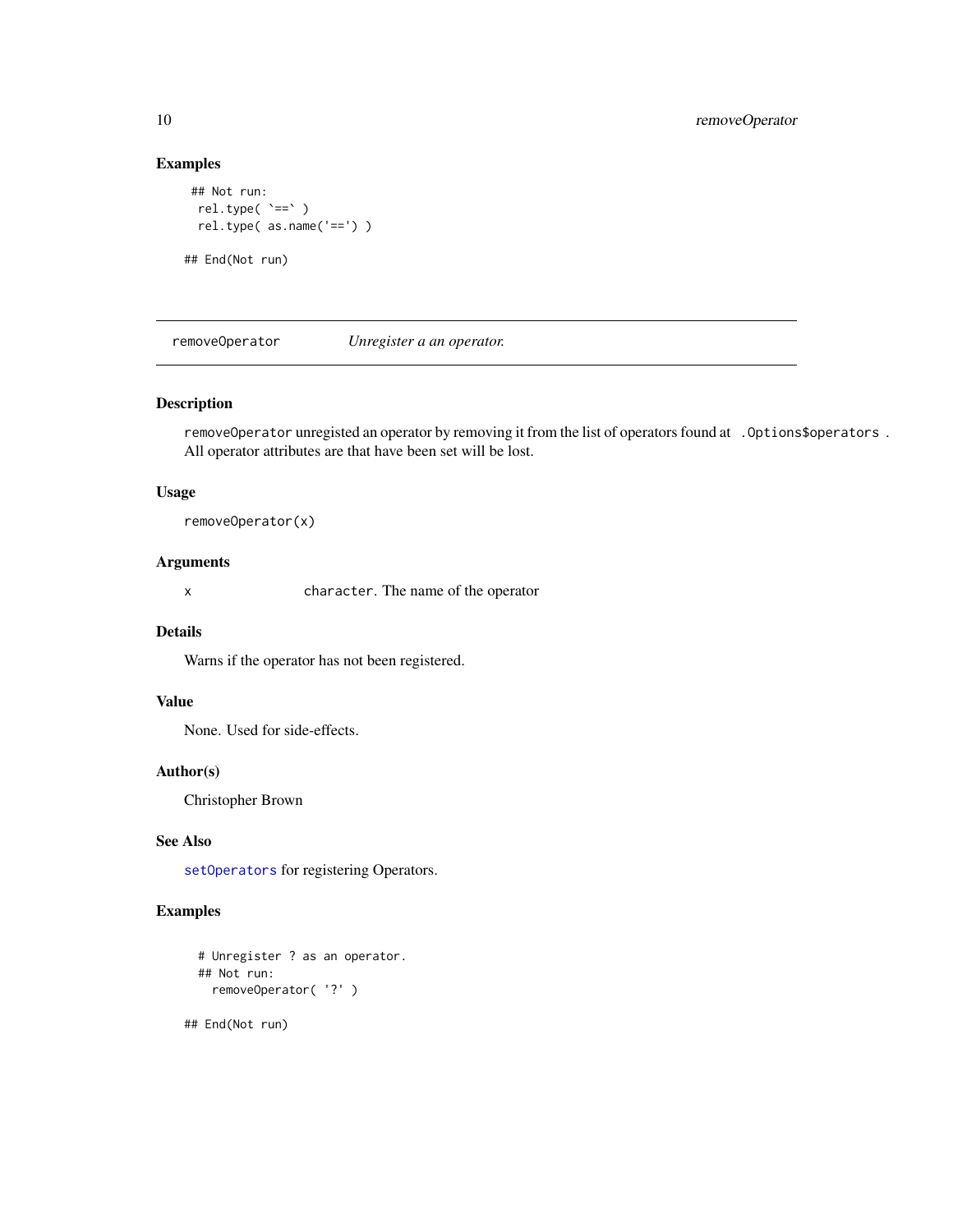## Examples

```
 ## Not run:
  rel.type( `==` )
  rel.type( as.name('==') )

## End(Not run)
```

---

`removeOperator` *Unregister a an operator.*

---

### Description

`removeOperator` unregisted an operator by removing it from the list of operators found at `.Options$operators`. All operator attributes are that have been set will be lost.

### Usage

```
removeOperator(x)
```

### Arguments

| | |
|---|---|
| x | `character`. The name of the operator |

### Details

Warns if the operator has not been registered.

### Value

None. Used for side-effects.

### Author(s)

Christopher Brown

### See Also

`setOperators` for registering Operators.

### Examples

```
  # Unregister ? as an operator.
  ## Not run:
    removeOperator( '?' )

## End(Not run)
```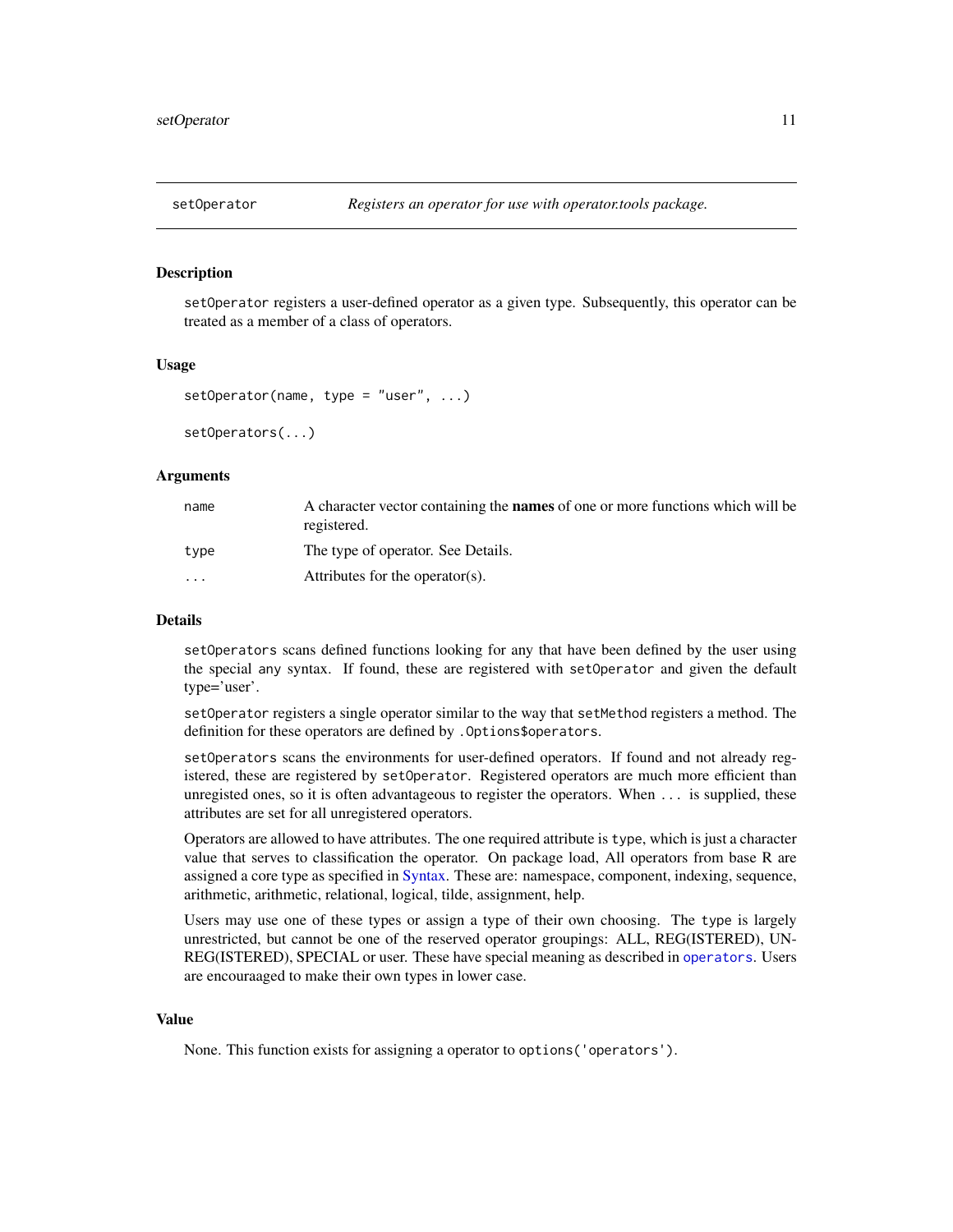## setOperator — *Registers an operator for use with operator.tools package.*

### Description

`setOperator` registers a user-defined operator as a given type. Subsequently, this operator can be treated as a member of a class of operators.

### Usage

```
setOperator(name, type = "user", ...)

setOperators(...)
```

### Arguments

| | |
|---|---|
| `name` | A character vector containing the **names** of one or more functions which will be registered. |
| `type` | The type of operator. See Details. |
| `...` | Attributes for the operator(s). |

### Details

`setOperators` scans defined functions looking for any that have been defined by the user using the special any syntax. If found, these are registered with `setOperator` and given the default type='user'.

`setOperator` registers a single operator similar to the way that `setMethod` registers a method. The definition for these operators are defined by `.Options$operators`.

`setOperators` scans the environments for user-defined operators. If found and not already registered, these are registered by `setOperator`. Registered operators are much more efficient than unregisted ones, so it is often advantageous to register the operators. When `...` is supplied, these attributes are set for all unregistered operators.

Operators are allowed to have attributes. The one required attribute is `type`, which is just a character value that serves to classification the operator. On package load, All operators from base R are assigned a core type as specified in Syntax. These are: namespace, component, indexing, sequence, arithmetic, arithmetic, relational, logical, tilde, assignment, help.

Users may use one of these types or assign a type of their own choosing. The `type` is largely unrestricted, but cannot be one of the reserved operator groupings: ALL, REG(ISTERED), UNREG(ISTERED), SPECIAL or user. These have special meaning as described in `operators`. Users are encouraaged to make their own types in lower case.

### Value

None. This function exists for assigning a operator to `options('operators')`.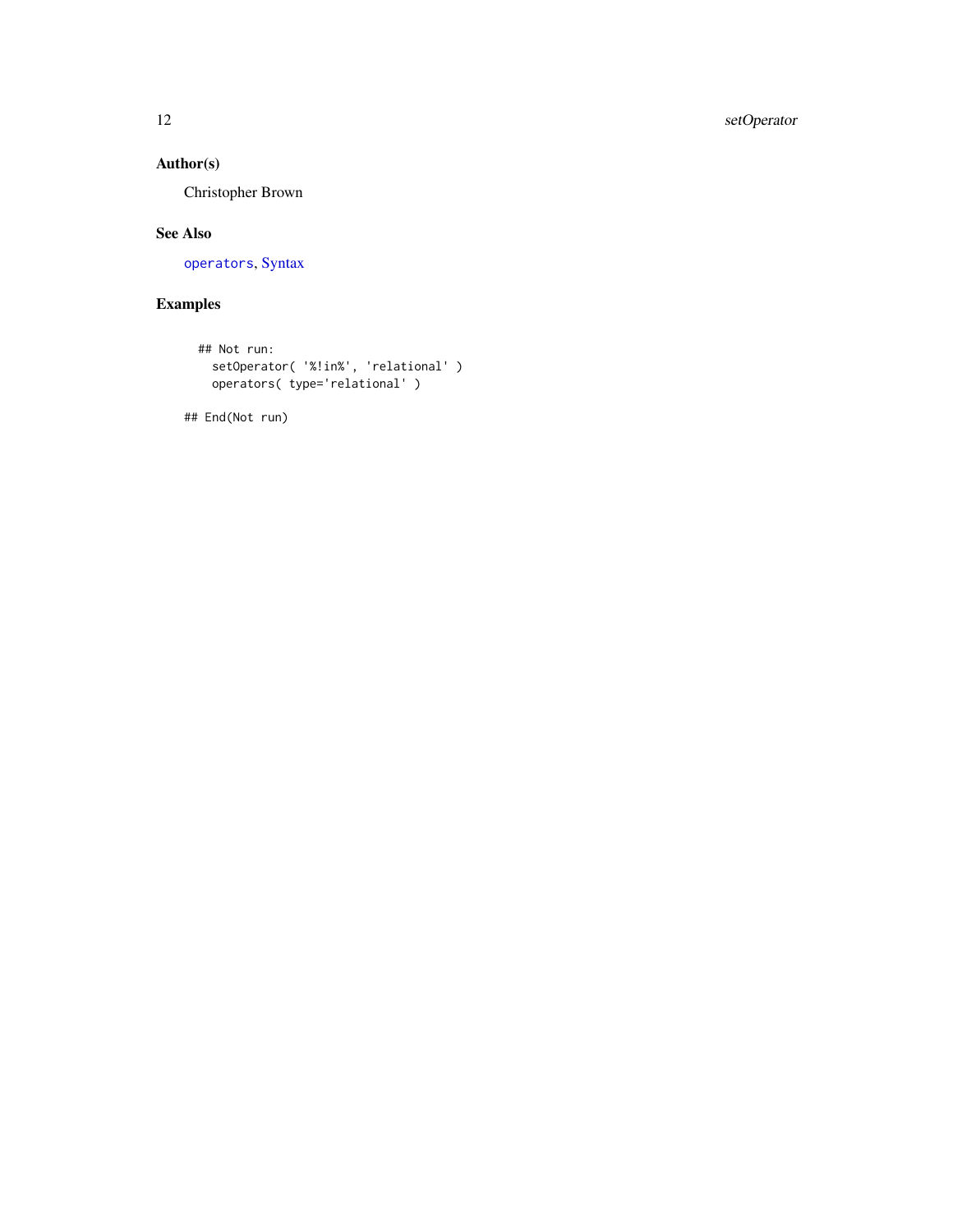## Author(s)

Christopher Brown

## See Also

`operators`, Syntax

## Examples

```
## Not run:
  setOperator( '%!in%', 'relational' )
  operators( type='relational' )

## End(Not run)
```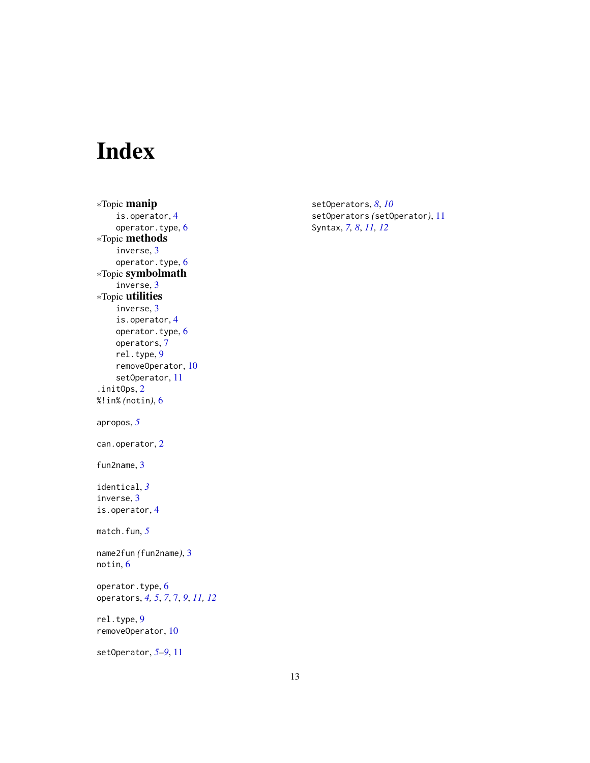# Index

*Topic **manip**
- is.operator, 4
- operator.type, 6

*Topic **methods**
- inverse, 3
- operator.type, 6

*Topic **symbolmath**
- inverse, 3

*Topic **utilities**
- inverse, 3
- is.operator, 4
- operator.type, 6
- operators, 7
- rel.type, 9
- removeOperator, 10
- setOperator, 11

.initOps, 2
%!in% *(*notin*)*, 6

apropos, *5*

can.operator, 2

fun2name, 3

identical, *3*
inverse, 3
is.operator, 4

match.fun, *5*

name2fun *(*fun2name*)*, 3
notin, 6

operator.type, 6
operators, *4, 5*, *7*, 7, *9*, *11, 12*

rel.type, 9
removeOperator, 10

setOperator, *5–9*, 11
setOperators, *8*, *10*
setOperators *(*setOperator*)*, 11
Syntax, *7, 8*, *11, 12*